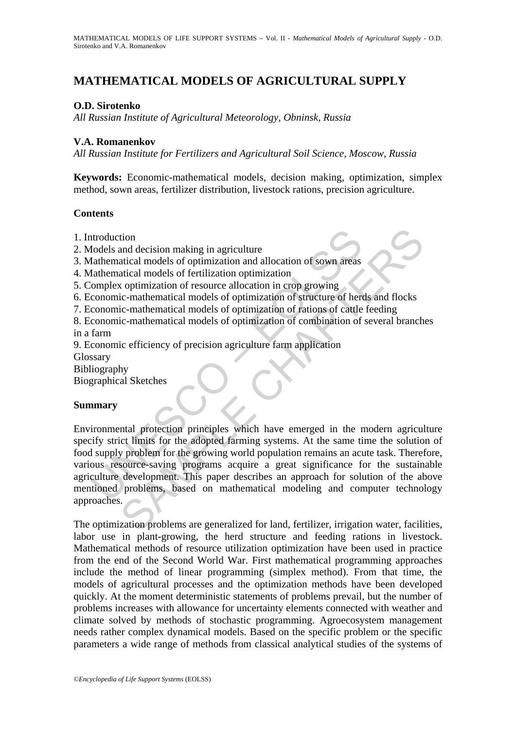# MATHEMATICAL MODELS OF AGRICULTURAL SUPPLY

**O.D. Sirotenko**

*All Russian Institute of Agricultural Meteorology, Obninsk, Russia*

**V.A. Romanenkov**

*All Russian Institute for Fertilizers and Agricultural Soil Science, Moscow, Russia*

**Keywords:** Economic-mathematical models, decision making, optimization, simplex method, sown areas, fertilizer distribution, livestock rations, precision agriculture.

## Contents

1. Introduction
2. Models and decision making in agriculture
3. Mathematical models of optimization and allocation of sown areas
4. Mathematical models of fertilization optimization
5. Complex optimization of resource allocation in crop growing
6. Economic-mathematical models of optimization of structure of herds and flocks
7. Economic-mathematical models of optimization of rations of cattle feeding
8. Economic-mathematical models of optimization of combination of several branches in a farm
9. Economic efficiency of precision agriculture farm application

Glossary
Bibliography
Biographical Sketches

## Summary

Environmental protection principles which have emerged in the modern agriculture specify strict limits for the adopted farming systems. At the same time the solution of food supply problem for the growing world population remains an acute task. Therefore, various resource-saving programs acquire a great significance for the sustainable agriculture development. This paper describes an approach for solution of the above mentioned problems, based on mathematical modeling and computer technology approaches.

The optimization problems are generalized for land, fertilizer, irrigation water, facilities, labor use in plant-growing, the herd structure and feeding rations in livestock. Mathematical methods of resource utilization optimization have been used in practice from the end of the Second World War. First mathematical programming approaches include the method of linear programming (simplex method). From that time, the models of agricultural processes and the optimization methods have been developed quickly. At the moment deterministic statements of problems prevail, but the number of problems increases with allowance for uncertainty elements connected with weather and climate solved by methods of stochastic programming. Agroecosystem management needs rather complex dynamical models. Based on the specific problem or the specific parameters a wide range of methods from classical analytical studies of the systems of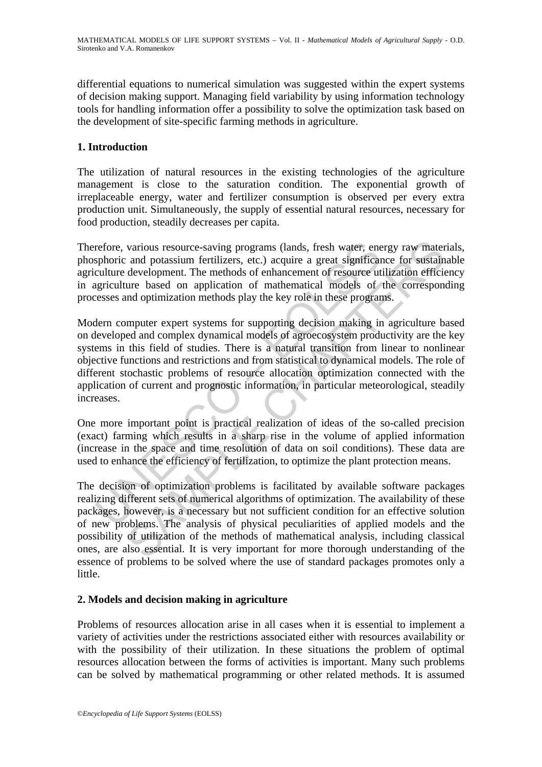differential equations to numerical simulation was suggested within the expert systems of decision making support. Managing field variability by using information technology tools for handling information offer a possibility to solve the optimization task based on the development of site-specific farming methods in agriculture.

## 1. Introduction

The utilization of natural resources in the existing technologies of the agriculture management is close to the saturation condition. The exponential growth of irreplaceable energy, water and fertilizer consumption is observed per every extra production unit. Simultaneously, the supply of essential natural resources, necessary for food production, steadily decreases per capita.

Therefore, various resource-saving programs (lands, fresh water, energy raw materials, phosphoric and potassium fertilizers, etc.) acquire a great significance for sustainable agriculture development. The methods of enhancement of resource utilization efficiency in agriculture based on application of mathematical models of the corresponding processes and optimization methods play the key role in these programs.

Modern computer expert systems for supporting decision making in agriculture based on developed and complex dynamical models of agroecosystem productivity are the key systems in this field of studies. There is a natural transition from linear to nonlinear objective functions and restrictions and from statistical to dynamical models. The role of different stochastic problems of resource allocation optimization connected with the application of current and prognostic information, in particular meteorological, steadily increases.

One more important point is practical realization of ideas of the so-called precision (exact) farming which results in a sharp rise in the volume of applied information (increase in the space and time resolution of data on soil conditions). These data are used to enhance the efficiency of fertilization, to optimize the plant protection means.

The decision of optimization problems is facilitated by available software packages realizing different sets of numerical algorithms of optimization. The availability of these packages, however, is a necessary but not sufficient condition for an effective solution of new problems. The analysis of physical peculiarities of applied models and the possibility of utilization of the methods of mathematical analysis, including classical ones, are also essential. It is very important for more thorough understanding of the essence of problems to be solved where the use of standard packages promotes only a little.

## 2. Models and decision making in agriculture

Problems of resources allocation arise in all cases when it is essential to implement a variety of activities under the restrictions associated either with resources availability or with the possibility of their utilization. In these situations the problem of optimal resources allocation between the forms of activities is important. Many such problems can be solved by mathematical programming or other related methods. It is assumed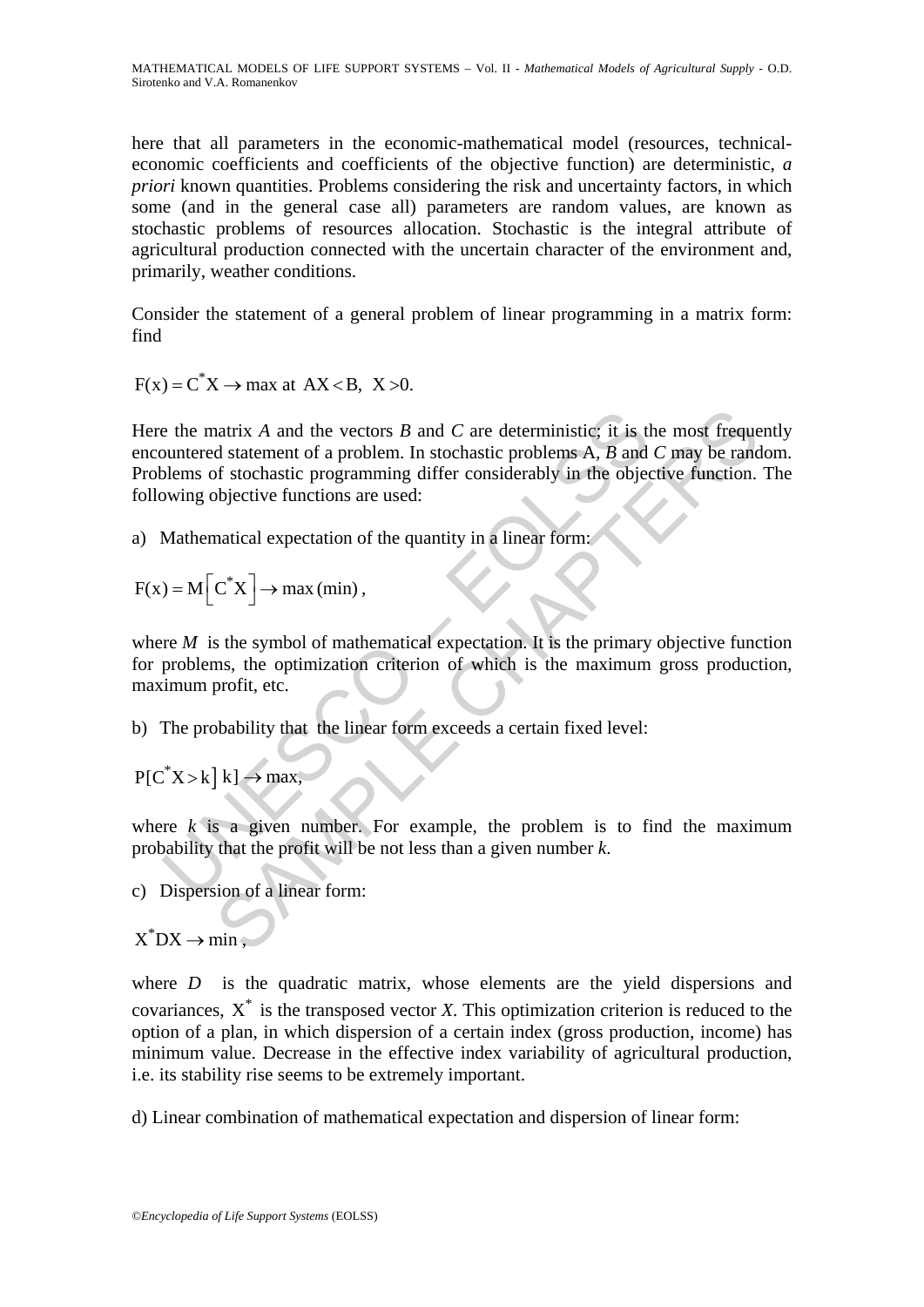here that all parameters in the economic-mathematical model (resources, technical-economic coefficients and coefficients of the objective function) are deterministic, *a priori* known quantities. Problems considering the risk and uncertainty factors, in which some (and in the general case all) parameters are random values, are known as stochastic problems of resources allocation. Stochastic is the integral attribute of agricultural production connected with the uncertain character of the environment and, primarily, weather conditions.

Consider the statement of a general problem of linear programming in a matrix form: find

$$F(x) = C^{*}X \rightarrow \max \text{ at } AX < B,\ X > 0.$$

Here the matrix *A* and the vectors *B* and *C* are deterministic; it is the most frequently encountered statement of a problem. In stochastic problems A, *B* and *C* may be random. Problems of stochastic programming differ considerably in the objective function. The following objective functions are used:

a) Mathematical expectation of the quantity in a linear form:

$$F(x) = M\left[C^{*}X\right] \rightarrow \max(\min),$$

where *M* is the symbol of mathematical expectation. It is the primary objective function for problems, the optimization criterion of which is the maximum gross production, maximum profit, etc.

b) The probability that the linear form exceeds a certain fixed level:

$$P[C^{*}X > k\big]\ k] \rightarrow \max,$$

where *k* is a given number. For example, the problem is to find the maximum probability that the profit will be not less than a given number *k*.

c) Dispersion of a linear form:

$$X^{*}DX \rightarrow \min,$$

where *D* is the quadratic matrix, whose elements are the yield dispersions and covariances, $X^{*}$ is the transposed vector *X*. This optimization criterion is reduced to the option of a plan, in which dispersion of a certain index (gross production, income) has minimum value. Decrease in the effective index variability of agricultural production, i.e. its stability rise seems to be extremely important.

d) Linear combination of mathematical expectation and dispersion of linear form: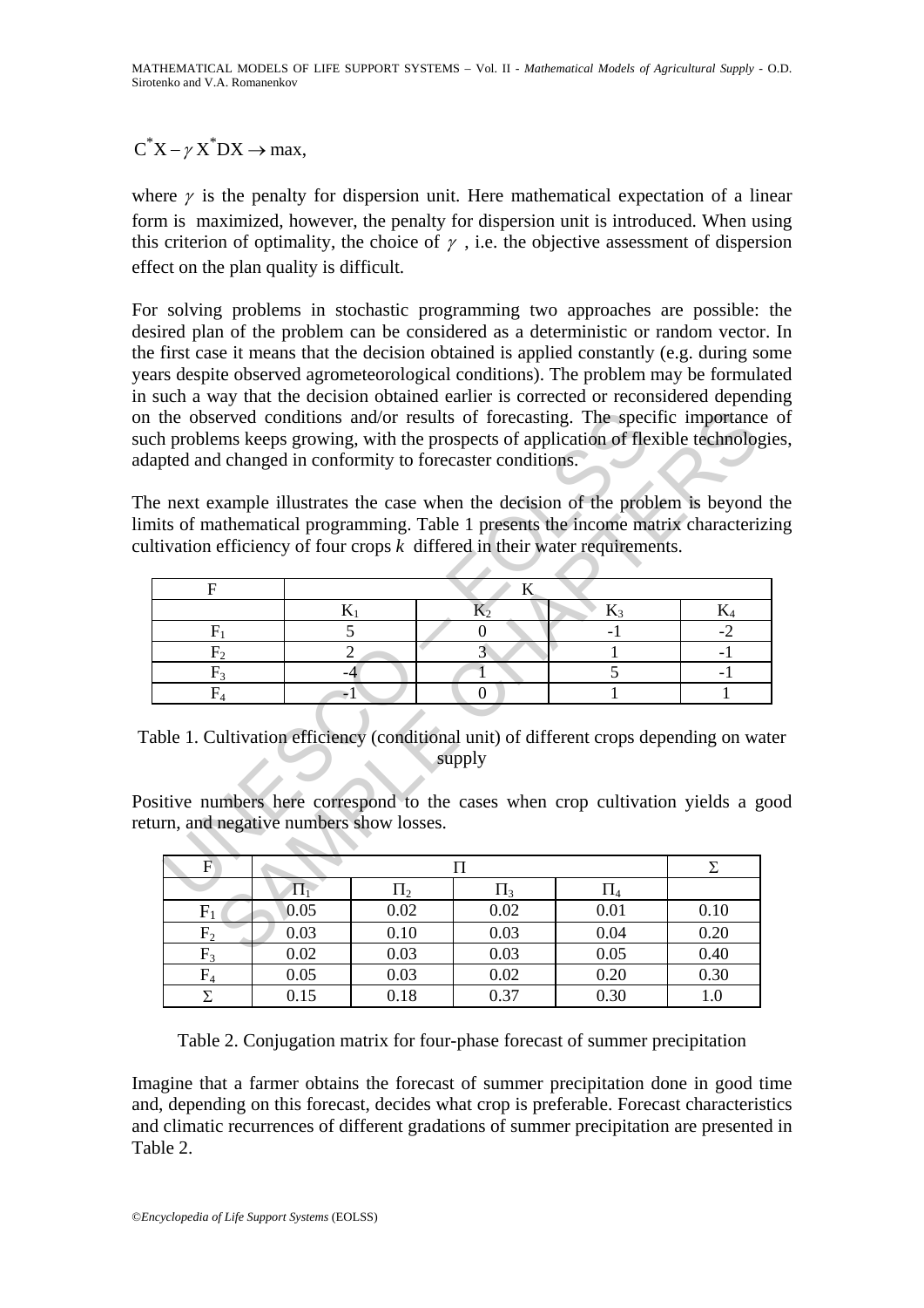$$C^*X - \gamma X^*DX \to \max,$$

where $\gamma$ is the penalty for dispersion unit. Here mathematical expectation of a linear form is maximized, however, the penalty for dispersion unit is introduced. When using this criterion of optimality, the choice of $\gamma$, i.e. the objective assessment of dispersion effect on the plan quality is difficult.

For solving problems in stochastic programming two approaches are possible: the desired plan of the problem can be considered as a deterministic or random vector. In the first case it means that the decision obtained is applied constantly (e.g. during some years despite observed agrometeorological conditions). The problem may be formulated in such a way that the decision obtained earlier is corrected or reconsidered depending on the observed conditions and/or results of forecasting. The specific importance of such problems keeps growing, with the prospects of application of flexible technologies, adapted and changed in conformity to forecaster conditions.

The next example illustrates the case when the decision of the problem is beyond the limits of mathematical programming. Table 1 presents the income matrix characterizing cultivation efficiency of four crops $k$ differed in their water requirements.

| F | K | | | |
|---|---|---|---|---|
| | $K_1$ | $K_2$ | $K_3$ | $K_4$ |
| $F_1$ | 5 | 0 | -1 | -2 |
| $F_2$ | 2 | 3 | 1 | -1 |
| $F_3$ | -4 | 1 | 5 | -1 |
| $F_4$ | -1 | 0 | 1 | 1 |

Table 1. Cultivation efficiency (conditional unit) of different crops depending on water supply

Positive numbers here correspond to the cases when crop cultivation yields a good return, and negative numbers show losses.

| F | Π | | | | Σ |
|---|---|---|---|---|---|
| | $\Pi_1$ | $\Pi_2$ | $\Pi_3$ | $\Pi_4$ | |
| $F_1$ | 0.05 | 0.02 | 0.02 | 0.01 | 0.10 |
| $F_2$ | 0.03 | 0.10 | 0.03 | 0.04 | 0.20 |
| $F_3$ | 0.02 | 0.03 | 0.03 | 0.05 | 0.40 |
| $F_4$ | 0.05 | 0.03 | 0.02 | 0.20 | 0.30 |
| Σ | 0.15 | 0.18 | 0.37 | 0.30 | 1.0 |

Table 2. Conjugation matrix for four-phase forecast of summer precipitation

Imagine that a farmer obtains the forecast of summer precipitation done in good time and, depending on this forecast, decides what crop is preferable. Forecast characteristics and climatic recurrences of different gradations of summer precipitation are presented in Table 2.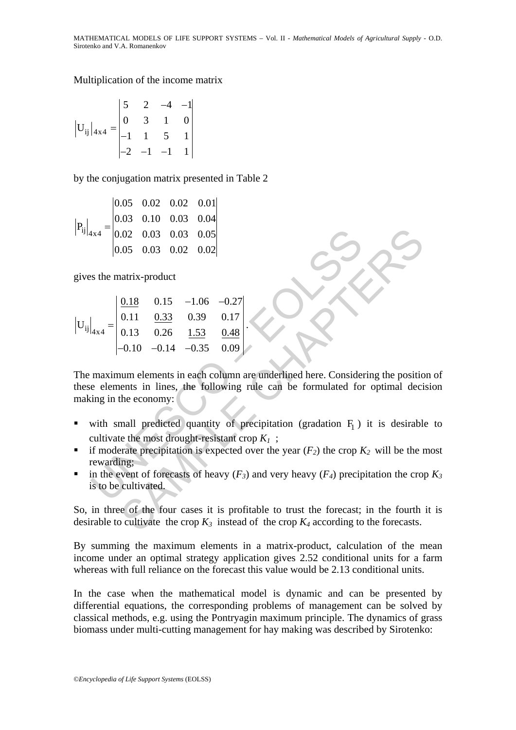Multiplication of the income matrix

$$\left|U_{ij}\right|_{4x4} = \begin{vmatrix} 5 & 2 & -4 & -1 \\ 0 & 3 & 1 & 0 \\ -1 & 1 & 5 & 1 \\ -2 & -1 & -1 & 1 \end{vmatrix}$$

by the conjugation matrix presented in Table 2

$$\left|P_{ij}\right|_{4x4} = \begin{vmatrix} 0.05 & 0.02 & 0.02 & 0.01 \\ 0.03 & 0.10 & 0.03 & 0.04 \\ 0.02 & 0.03 & 0.03 & 0.05 \\ 0.05 & 0.03 & 0.02 & 0.02 \end{vmatrix}$$

gives the matrix-product

$$\left|U_{ij}\right|_{4x4} = \begin{vmatrix} \underline{0.18} & 0.15 & -1.06 & -0.27 \\ 0.11 & \underline{0.33} & 0.39 & 0.17 \\ 0.13 & 0.26 & \underline{1.53} & \underline{0.48} \\ -0.10 & -0.14 & -0.35 & 0.09 \end{vmatrix}.$$

The maximum elements in each column are underlined here. Considering the position of these elements in lines, the following rule can be formulated for optimal decision making in the economy:

- with small predicted quantity of precipitation (gradation $F_1$) it is desirable to cultivate the most drought-resistant crop $K_1$ ;
- if moderate precipitation is expected over the year ($F_2$) the crop $K_2$ will be the most rewarding;
- in the event of forecasts of heavy ($F_3$) and very heavy ($F_4$) precipitation the crop $K_3$ is to be cultivated.

So, in three of the four cases it is profitable to trust the forecast; in the fourth it is desirable to cultivate the crop $K_3$ instead of the crop $K_4$ according to the forecasts.

By summing the maximum elements in a matrix-product, calculation of the mean income under an optimal strategy application gives 2.52 conditional units for a farm whereas with full reliance on the forecast this value would be 2.13 conditional units.

In the case when the mathematical model is dynamic and can be presented by differential equations, the corresponding problems of management can be solved by classical methods, e.g. using the Pontryagin maximum principle. The dynamics of grass biomass under multi-cutting management for hay making was described by Sirotenko: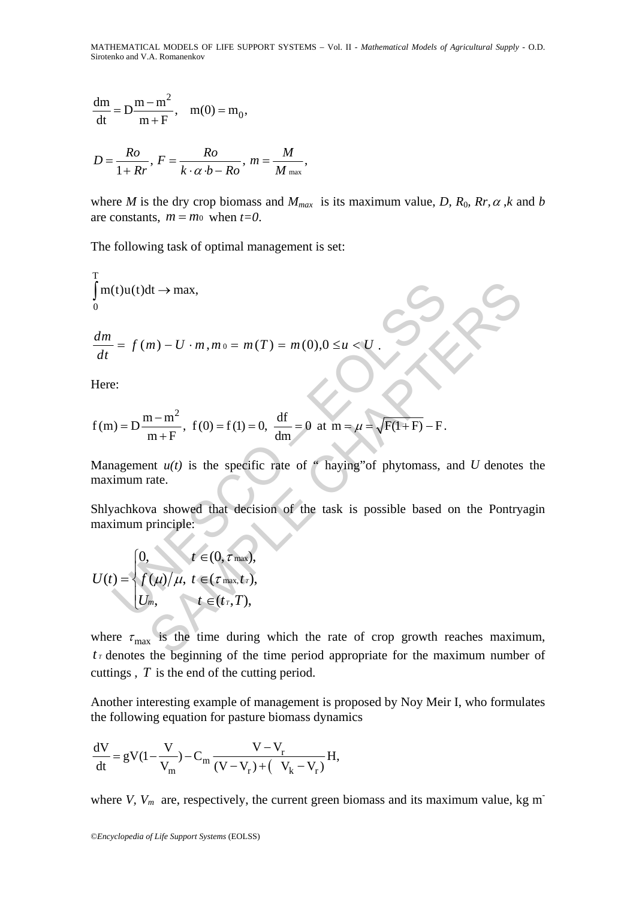$$\frac{dm}{dt} = D\frac{m - m^2}{m + F}, \quad m(0) = m_0,$$

$$D = \frac{Ro}{1 + Rr}, \; F = \frac{Ro}{k \cdot \alpha \cdot b - Ro}, \; m = \frac{M}{M_{\max}},$$

where $M$ is the dry crop biomass and $M_{max}$ is its maximum value, $D$, $R_0$, $Rr$, $\alpha$ ,$k$ and $b$ are constants, $m = m_0$ when $t=0$.

The following task of optimal management is set:

$$\int_0^T m(t)u(t)dt \to \max,$$

$$\frac{dm}{dt} = f(m) - U \cdot m, m_0 = m(T) = m(0), 0 \le u < U .$$

Here:

$$f(m) = D\frac{m - m^2}{m + F}, \; f(0) = f(1) = 0, \; \frac{df}{dm} = 0 \; \text{at} \; m = \mu = \sqrt{F(1+F)} - F .$$

Management $u(t)$ is the specific rate of " haying"of phytomass, and $U$ denotes the maximum rate.

Shlyachkova showed that decision of the task is possible based on the Pontryagin maximum principle:

$$U(t) = \begin{cases} 0, & t \in (0, \tau_{\max}), \\ f(\mu)/\mu, & t \in (\tau_{\max}, t_T), \\ U_m, & t \in (t_T, T), \end{cases}$$

where $\tau_{\max}$ is the time during which the rate of crop growth reaches maximum, $t_T$ denotes the beginning of the time period appropriate for the maximum number of cuttings , $T$ is the end of the cutting period.

Another interesting example of management is proposed by Noy Meir I, who formulates the following equation for pasture biomass dynamics

$$\frac{dV}{dt} = gV(1 - \frac{V}{V_m}) - C_m \frac{V - V_r}{(V - V_r) + (\;\; V_k - V_r)} H,$$

where $V$, $V_m$ are, respectively, the current green biomass and its maximum value, kg m-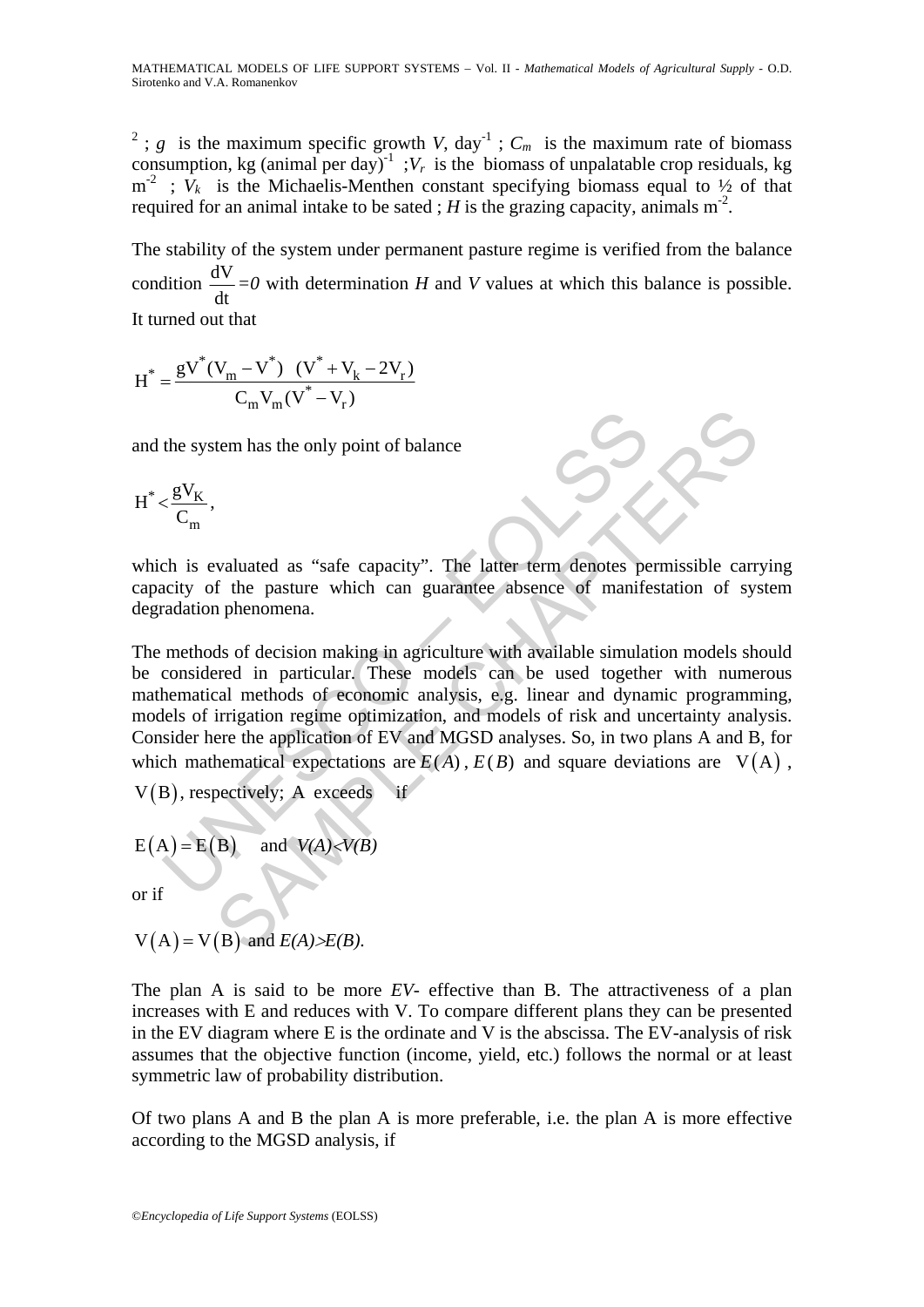$^2$ ; $g$ is the maximum specific growth $V$, day$^{-1}$ ; $C_m$ is the maximum rate of biomass consumption, kg (animal per day)$^{-1}$ ;$V_r$ is the biomass of unpalatable crop residuals, kg m$^{-2}$ ; $V_k$ is the Michaelis-Menthen constant specifying biomass equal to ½ of that required for an animal intake to be sated ; $H$ is the grazing capacity, animals m$^{-2}$.

The stability of the system under permanent pasture regime is verified from the balance condition $\frac{dV}{dt}=0$ with determination $H$ and $V$ values at which this balance is possible. It turned out that

$$H^* = \frac{gV^*(V_m - V^*) \ \ (V^* + V_k - 2V_r)}{C_m V_m (V^* - V_r)}$$

and the system has the only point of balance

$$H^* < \frac{gV_K}{C_m},$$

which is evaluated as "safe capacity". The latter term denotes permissible carrying capacity of the pasture which can guarantee absence of manifestation of system degradation phenomena.

The methods of decision making in agriculture with available simulation models should be considered in particular. These models can be used together with numerous mathematical methods of economic analysis, e.g. linear and dynamic programming, models of irrigation regime optimization, and models of risk and uncertainty analysis. Consider here the application of EV and MGSD analyses. So, in two plans A and B, for which mathematical expectations are $E(A)$, $E(B)$ and square deviations are $V(A)$, $V(B)$, respectively; A exceeds if

$$E(A) = E(B) \quad \text{and} \quad V(A)<V(B)$$

or if

$$V(A) = V(B) \text{ and } E(A)>E(B).$$

The plan A is said to be more *EV*- effective than B. The attractiveness of a plan increases with E and reduces with V. To compare different plans they can be presented in the EV diagram where E is the ordinate and V is the abscissa. The EV-analysis of risk assumes that the objective function (income, yield, etc.) follows the normal or at least symmetric law of probability distribution.

Of two plans A and B the plan A is more preferable, i.e. the plan A is more effective according to the MGSD analysis, if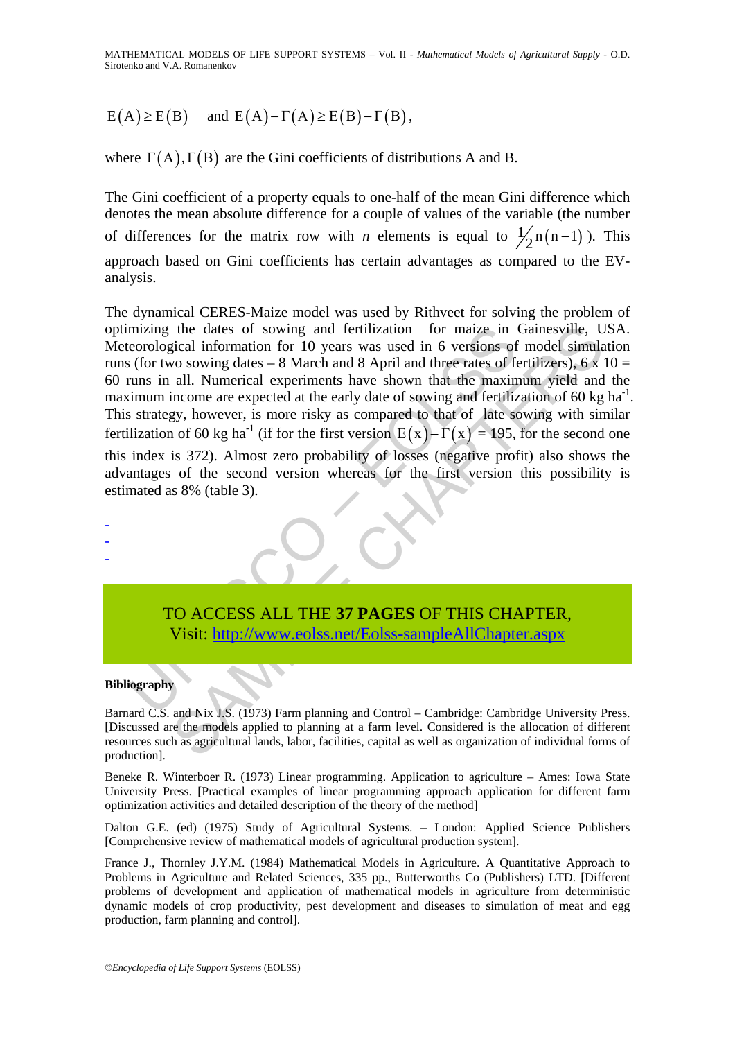$E(A) \geq E(B)$ and $E(A) - \Gamma(A) \geq E(B) - \Gamma(B)$,

where $\Gamma(A), \Gamma(B)$ are the Gini coefficients of distributions A and B.

The Gini coefficient of a property equals to one-half of the mean Gini difference which denotes the mean absolute difference for a couple of values of the variable (the number of differences for the matrix row with *n* elements is equal to $\frac{1}{2}n(n-1)$ ). This approach based on Gini coefficients has certain advantages as compared to the EV-analysis.

The dynamical CERES-Maize model was used by Rithveet for solving the problem of optimizing the dates of sowing and fertilization for maize in Gainesville, USA. Meteorological information for 10 years was used in 6 versions of model simulation runs (for two sowing dates – 8 March and 8 April and three rates of fertilizers), 6 x 10 = 60 runs in all. Numerical experiments have shown that the maximum yield and the maximum income are expected at the early date of sowing and fertilization of 60 kg ha$^{-1}$. This strategy, however, is more risky as compared to that of late sowing with similar fertilization of 60 kg ha$^{-1}$ (if for the first version $E(x) - \Gamma(x)$ = 195, for the second one this index is 372). Almost zero probability of losses (negative profit) also shows the advantages of the second version whereas for the first version this possibility is estimated as 8% (table 3).

-
-
-

TO ACCESS ALL THE **37 PAGES** OF THIS CHAPTER,
Visit: http://www.eolss.net/Eolss-sampleAllChapter.aspx

**Bibliography**

Barnard C.S. and Nix J.S. (1973) Farm planning and Control – Cambridge: Cambridge University Press. [Discussed are the models applied to planning at a farm level. Considered is the allocation of different resources such as agricultural lands, labor, facilities, capital as well as organization of individual forms of production].

Beneke R. Winterboer R. (1973) Linear programming. Application to agriculture – Ames: Iowa State University Press. [Practical examples of linear programming approach application for different farm optimization activities and detailed description of the theory of the method]

Dalton G.E. (ed) (1975) Study of Agricultural Systems. – London: Applied Science Publishers [Comprehensive review of mathematical models of agricultural production system].

France J., Thornley J.Y.M. (1984) Mathematical Models in Agriculture. A Quantitative Approach to Problems in Agriculture and Related Sciences, 335 pp., Butterworths Co (Publishers) LTD. [Different problems of development and application of mathematical models in agriculture from deterministic dynamic models of crop productivity, pest development and diseases to simulation of meat and egg production, farm planning and control].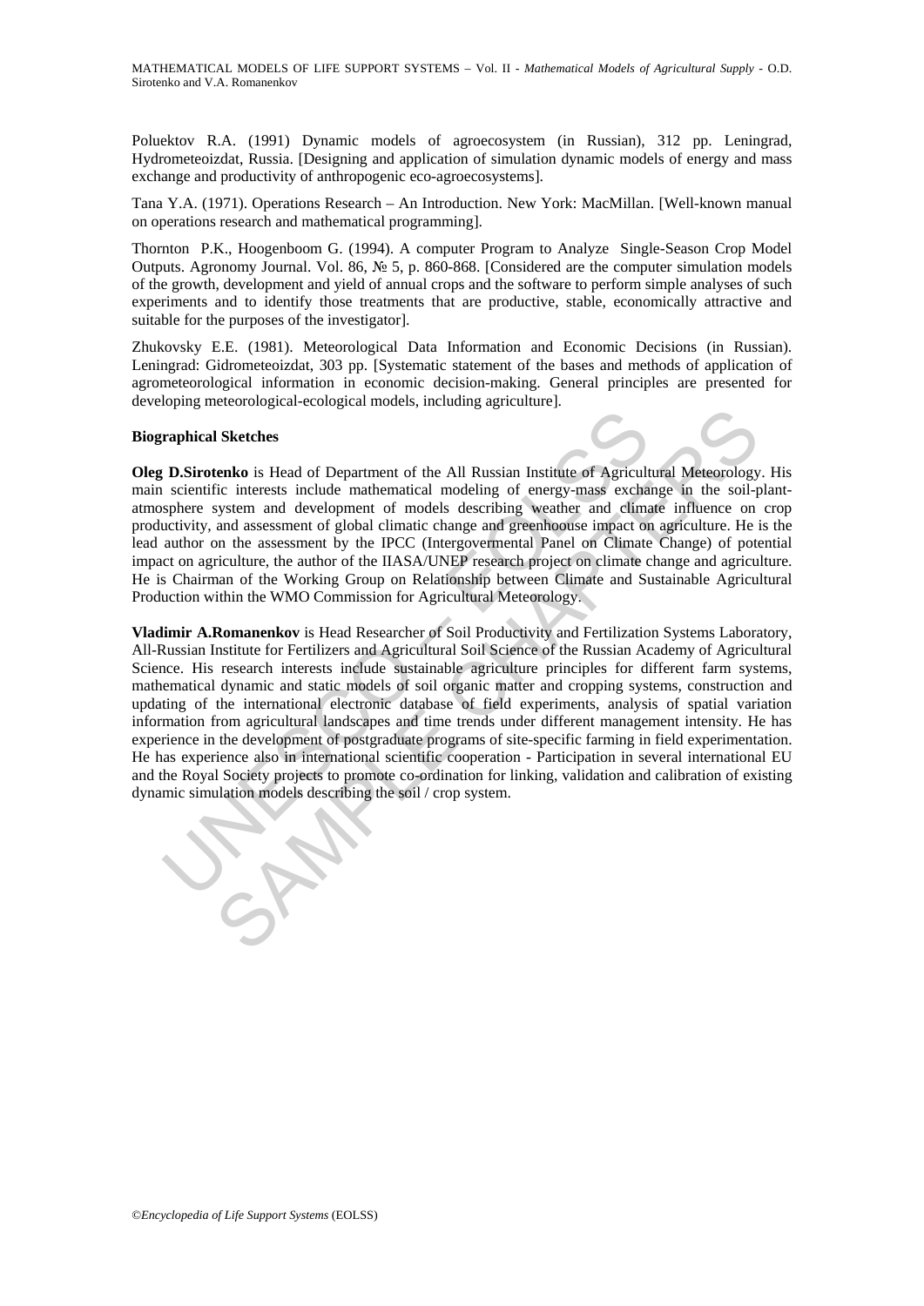Poluektov R.A. (1991) Dynamic models of agroecosystem (in Russian), 312 pp. Leningrad, Hydrometeoizdat, Russia. [Designing and application of simulation dynamic models of energy and mass exchange and productivity of anthropogenic eco-agroecosystems].

Tana Y.A. (1971). Operations Research – An Introduction. New York: MacMillan. [Well-known manual on operations research and mathematical programming].

Thornton P.K., Hoogenboom G. (1994). A computer Program to Analyze Single-Season Crop Model Outputs. Agronomy Journal. Vol. 86, № 5, p. 860-868. [Considered are the computer simulation models of the growth, development and yield of annual crops and the software to perform simple analyses of such experiments and to identify those treatments that are productive, stable, economically attractive and suitable for the purposes of the investigator].

Zhukovsky E.E. (1981). Meteorological Data Information and Economic Decisions (in Russian). Leningrad: Gidrometeoizdat, 303 pp. [Systematic statement of the bases and methods of application of agrometeorological information in economic decision-making. General principles are presented for developing meteorological-ecological models, including agriculture].

**Biographical Sketches**

**Oleg D.Sirotenko** is Head of Department of the All Russian Institute of Agricultural Meteorology. His main scientific interests include mathematical modeling of energy-mass exchange in the soil-plant-atmosphere system and development of models describing weather and climate influence on crop productivity, and assessment of global climatic change and greenhoouse impact on agriculture. He is the lead author on the assessment by the IPCC (Intergovermental Panel on Climate Change) of potential impact on agriculture, the author of the IIASA/UNEP research project on climate change and agriculture. He is Chairman of the Working Group on Relationship between Climate and Sustainable Agricultural Production within the WMO Commission for Agricultural Meteorology.

**Vladimir A.Romanenkov** is Head Researcher of Soil Productivity and Fertilization Systems Laboratory, All-Russian Institute for Fertilizers and Agricultural Soil Science of the Russian Academy of Agricultural Science. His research interests include sustainable agriculture principles for different farm systems, mathematical dynamic and static models of soil organic matter and cropping systems, construction and updating of the international electronic database of field experiments, analysis of spatial variation information from agricultural landscapes and time trends under different management intensity. He has experience in the development of postgraduate programs of site-specific farming in field experimentation. He has experience also in international scientific cooperation - Participation in several international EU and the Royal Society projects to promote co-ordination for linking, validation and calibration of existing dynamic simulation models describing the soil / crop system.